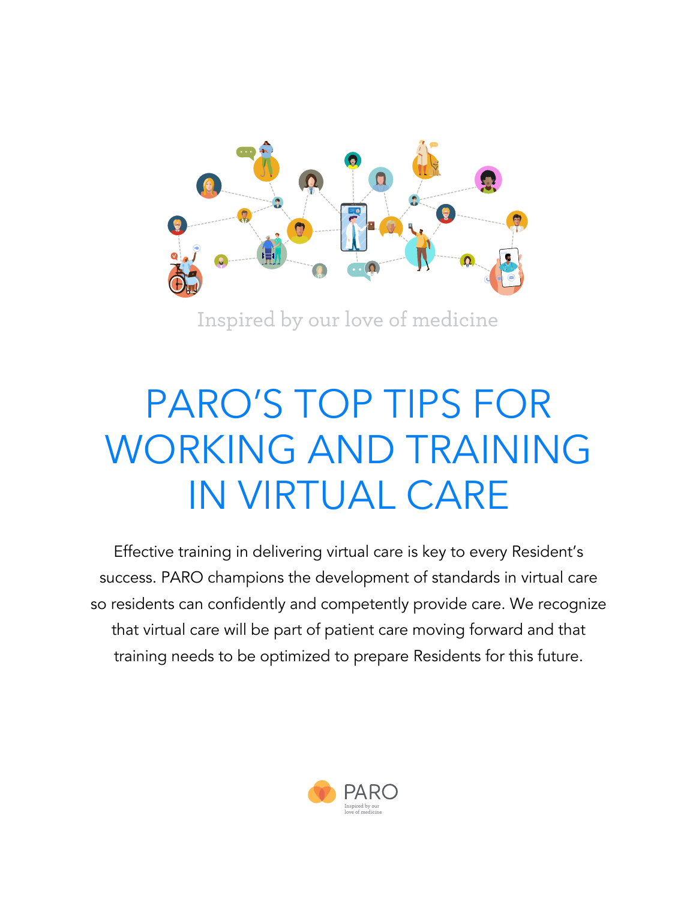Inspired by our love of medicine

# PARO'S TOP TIPS FOR WORKING AND TRAINING IN VIRTUAL CARE

Effective training in delivering virtual care is key to every Resident's success. PARO champions the development of standards in virtual care so residents can confidently and competently provide care. We recognize that virtual care will be part of patient care moving forward and that training needs to be optimized to prepare Residents for this future.

PARO

Inspired by our love of medicine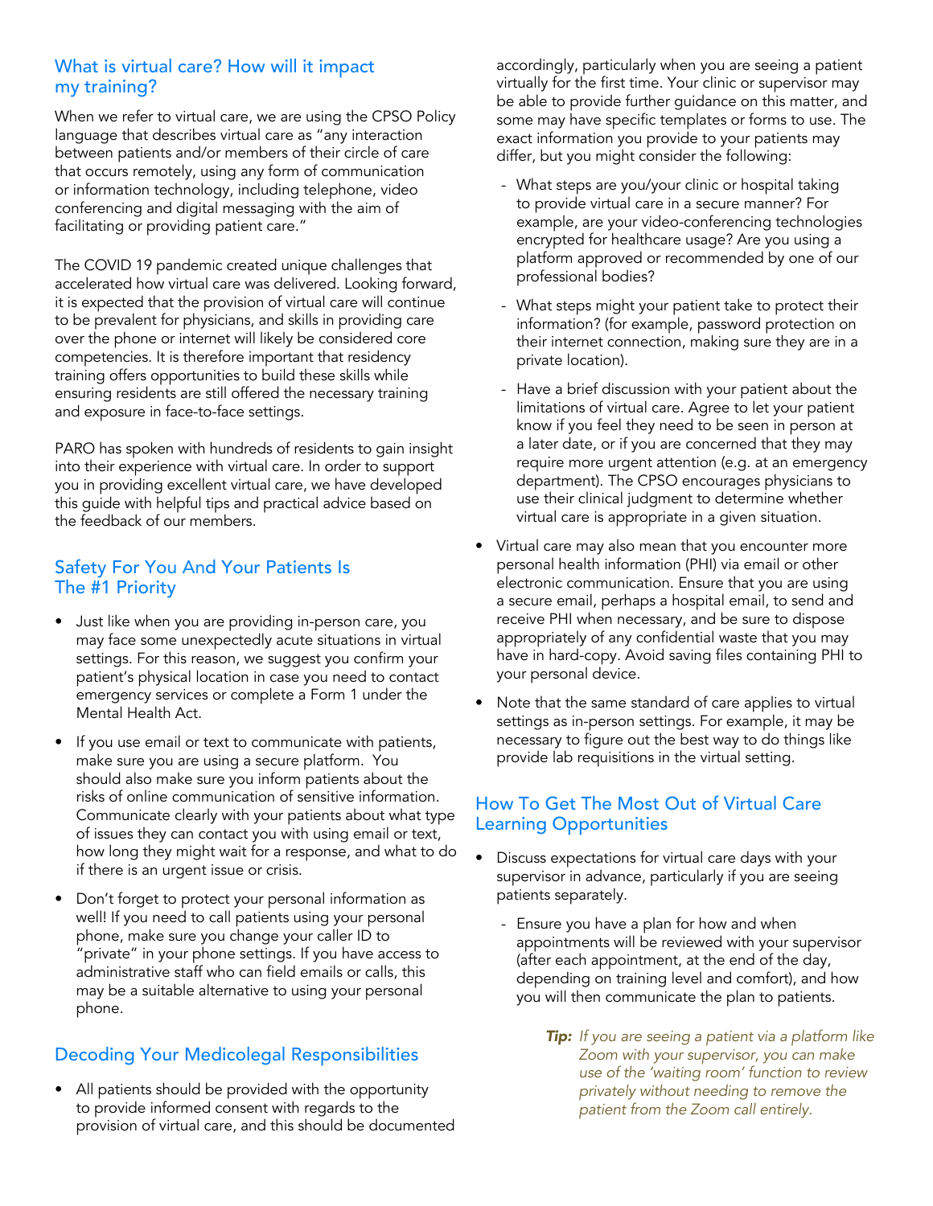## What is virtual care? How will it impact my training?

When we refer to virtual care, we are using the CPSO Policy language that describes virtual care as "any interaction between patients and/or members of their circle of care that occurs remotely, using any form of communication or information technology, including telephone, video conferencing and digital messaging with the aim of facilitating or providing patient care."

The COVID 19 pandemic created unique challenges that accelerated how virtual care was delivered. Looking forward, it is expected that the provision of virtual care will continue to be prevalent for physicians, and skills in providing care over the phone or internet will likely be considered core competencies. It is therefore important that residency training offers opportunities to build these skills while ensuring residents are still offered the necessary training and exposure in face-to-face settings.

PARO has spoken with hundreds of residents to gain insight into their experience with virtual care. In order to support you in providing excellent virtual care, we have developed this guide with helpful tips and practical advice based on the feedback of our members.

## Safety For You And Your Patients Is The #1 Priority

- Just like when you are providing in-person care, you may face some unexpectedly acute situations in virtual settings. For this reason, we suggest you confirm your patient's physical location in case you need to contact emergency services or complete a Form 1 under the Mental Health Act.
- If you use email or text to communicate with patients, make sure you are using a secure platform. You should also make sure you inform patients about the risks of online communication of sensitive information. Communicate clearly with your patients about what type of issues they can contact you with using email or text, how long they might wait for a response, and what to do if there is an urgent issue or crisis.
- Don't forget to protect your personal information as well! If you need to call patients using your personal phone, make sure you change your caller ID to "private" in your phone settings. If you have access to administrative staff who can field emails or calls, this may be a suitable alternative to using your personal phone.

## Decoding Your Medicolegal Responsibilities

- All patients should be provided with the opportunity to provide informed consent with regards to the provision of virtual care, and this should be documented accordingly, particularly when you are seeing a patient virtually for the first time. Your clinic or supervisor may be able to provide further guidance on this matter, and some may have specific templates or forms to use. The exact information you provide to your patients may differ, but you might consider the following:
  - What steps are you/your clinic or hospital taking to provide virtual care in a secure manner? For example, are your video-conferencing technologies encrypted for healthcare usage? Are you using a platform approved or recommended by one of our professional bodies?
  - What steps might your patient take to protect their information? (for example, password protection on their internet connection, making sure they are in a private location).
  - Have a brief discussion with your patient about the limitations of virtual care. Agree to let your patient know if you feel they need to be seen in person at a later date, or if you are concerned that they may require more urgent attention (e.g. at an emergency department). The CPSO encourages physicians to use their clinical judgment to determine whether virtual care is appropriate in a given situation.
- Virtual care may also mean that you encounter more personal health information (PHI) via email or other electronic communication. Ensure that you are using a secure email, perhaps a hospital email, to send and receive PHI when necessary, and be sure to dispose appropriately of any confidential waste that you may have in hard-copy. Avoid saving files containing PHI to your personal device.
- Note that the same standard of care applies to virtual settings as in-person settings. For example, it may be necessary to figure out the best way to do things like provide lab requisitions in the virtual setting.

## How To Get The Most Out of Virtual Care Learning Opportunities

- Discuss expectations for virtual care days with your supervisor in advance, particularly if you are seeing patients separately.
  - Ensure you have a plan for how and when appointments will be reviewed with your supervisor (after each appointment, at the end of the day, depending on training level and comfort), and how you will then communicate the plan to patients.

> ***Tip:*** *If you are seeing a patient via a platform like Zoom with your supervisor, you can make use of the 'waiting room' function to review privately without needing to remove the patient from the Zoom call entirely.*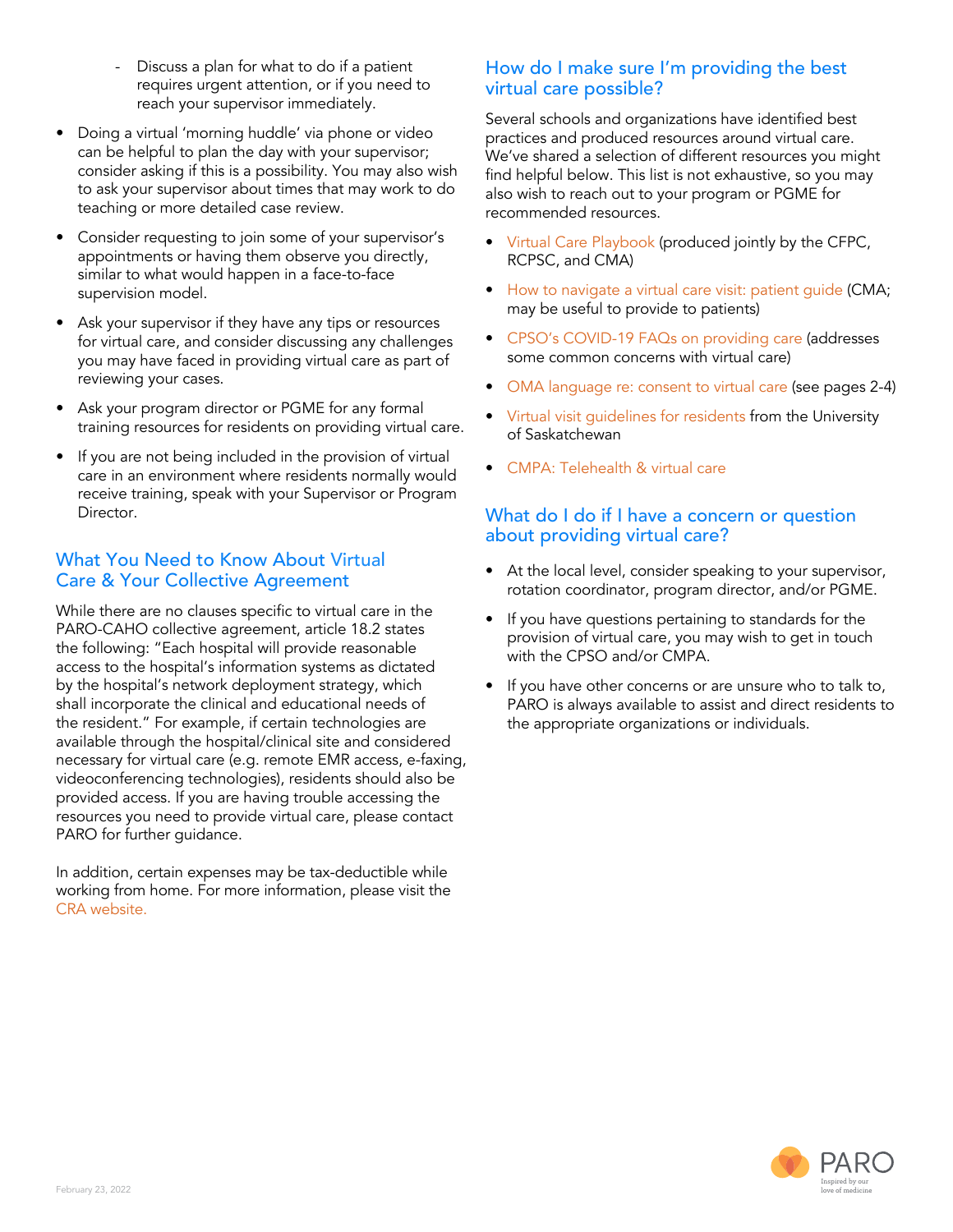- Discuss a plan for what to do if a patient requires urgent attention, or if you need to reach your supervisor immediately.

- Doing a virtual 'morning huddle' via phone or video can be helpful to plan the day with your supervisor; consider asking if this is a possibility. You may also wish to ask your supervisor about times that may work to do teaching or more detailed case review.
- Consider requesting to join some of your supervisor's appointments or having them observe you directly, similar to what would happen in a face-to-face supervision model.
- Ask your supervisor if they have any tips or resources for virtual care, and consider discussing any challenges you may have faced in providing virtual care as part of reviewing your cases.
- Ask your program director or PGME for any formal training resources for residents on providing virtual care.
- If you are not being included in the provision of virtual care in an environment where residents normally would receive training, speak with your Supervisor or Program Director.

## What You Need to Know About Virtual Care & Your Collective Agreement

While there are no clauses specific to virtual care in the PARO-CAHO collective agreement, article 18.2 states the following: "Each hospital will provide reasonable access to the hospital's information systems as dictated by the hospital's network deployment strategy, which shall incorporate the clinical and educational needs of the resident." For example, if certain technologies are available through the hospital/clinical site and considered necessary for virtual care (e.g. remote EMR access, e-faxing, videoconferencing technologies), residents should also be provided access. If you are having trouble accessing the resources you need to provide virtual care, please contact PARO for further guidance.

In addition, certain expenses may be tax-deductible while working from home. For more information, please visit the CRA website.

## How do I make sure I'm providing the best virtual care possible?

Several schools and organizations have identified best practices and produced resources around virtual care. We've shared a selection of different resources you might find helpful below. This list is not exhaustive, so you may also wish to reach out to your program or PGME for recommended resources.

- Virtual Care Playbook (produced jointly by the CFPC, RCPSC, and CMA)
- How to navigate a virtual care visit: patient guide (CMA; may be useful to provide to patients)
- CPSO's COVID-19 FAQs on providing care (addresses some common concerns with virtual care)
- OMA language re: consent to virtual care (see pages 2-4)
- Virtual visit guidelines for residents from the University of Saskatchewan
- CMPA: Telehealth & virtual care

## What do I do if I have a concern or question about providing virtual care?

- At the local level, consider speaking to your supervisor, rotation coordinator, program director, and/or PGME.
- If you have questions pertaining to standards for the provision of virtual care, you may wish to get in touch with the CPSO and/or CMPA.
- If you have other concerns or are unsure who to talk to, PARO is always available to assist and direct residents to the appropriate organizations or individuals.